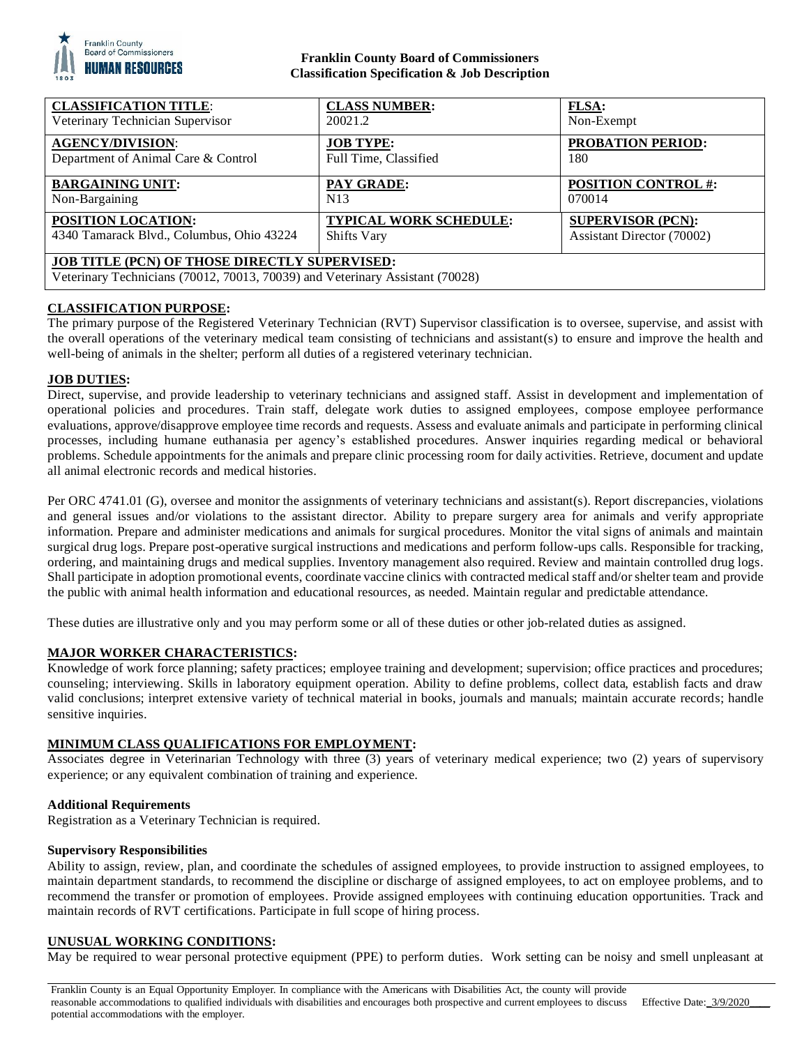**Franklin County Board of Commissioners**
**Classification Specification & Job Description**

| **CLASSIFICATION TITLE**: | **CLASS NUMBER:** | **FLSA:** |
|---|---|---|
| Veterinary Technician Supervisor | 20021.2 | Non-Exempt |
| **AGENCY/DIVISION**: | **JOB TYPE:** | **PROBATION PERIOD:** |
| Department of Animal Care & Control | Full Time, Classified | 180 |
| **BARGAINING UNIT:** | **PAY GRADE:** | **POSITION CONTROL #:** |
| Non-Bargaining | N13 | 070014 |
| **POSITION LOCATION:** | **TYPICAL WORK SCHEDULE:** | **SUPERVISOR (PCN):** |
| 4340 Tamarack Blvd., Columbus, Ohio 43224 | Shifts Vary | Assistant Director (70002) |
| **JOB TITLE (PCN) OF THOSE DIRECTLY SUPERVISED:** Veterinary Technicians (70012, 70013, 70039) and Veterinary Assistant (70028) | | |

## CLASSIFICATION PURPOSE:

The primary purpose of the Registered Veterinary Technician (RVT) Supervisor classification is to oversee, supervise, and assist with the overall operations of the veterinary medical team consisting of technicians and assistant(s) to ensure and improve the health and well-being of animals in the shelter; perform all duties of a registered veterinary technician.

## JOB DUTIES:

Direct, supervise, and provide leadership to veterinary technicians and assigned staff. Assist in development and implementation of operational policies and procedures. Train staff, delegate work duties to assigned employees, compose employee performance evaluations, approve/disapprove employee time records and requests. Assess and evaluate animals and participate in performing clinical processes, including humane euthanasia per agency's established procedures. Answer inquiries regarding medical or behavioral problems. Schedule appointments for the animals and prepare clinic processing room for daily activities. Retrieve, document and update all animal electronic records and medical histories.

Per ORC 4741.01 (G), oversee and monitor the assignments of veterinary technicians and assistant(s). Report discrepancies, violations and general issues and/or violations to the assistant director. Ability to prepare surgery area for animals and verify appropriate information. Prepare and administer medications and animals for surgical procedures. Monitor the vital signs of animals and maintain surgical drug logs. Prepare post-operative surgical instructions and medications and perform follow-ups calls. Responsible for tracking, ordering, and maintaining drugs and medical supplies. Inventory management also required. Review and maintain controlled drug logs. Shall participate in adoption promotional events, coordinate vaccine clinics with contracted medical staff and/or shelter team and provide the public with animal health information and educational resources, as needed. Maintain regular and predictable attendance.

These duties are illustrative only and you may perform some or all of these duties or other job-related duties as assigned.

## MAJOR WORKER CHARACTERISTICS:

Knowledge of work force planning; safety practices; employee training and development; supervision; office practices and procedures; counseling; interviewing. Skills in laboratory equipment operation. Ability to define problems, collect data, establish facts and draw valid conclusions; interpret extensive variety of technical material in books, journals and manuals; maintain accurate records; handle sensitive inquiries.

## MINIMUM CLASS QUALIFICATIONS FOR EMPLOYMENT:

Associates degree in Veterinarian Technology with three (3) years of veterinary medical experience; two (2) years of supervisory experience; or any equivalent combination of training and experience.

### Additional Requirements

Registration as a Veterinary Technician is required.

### Supervisory Responsibilities

Ability to assign, review, plan, and coordinate the schedules of assigned employees, to provide instruction to assigned employees, to maintain department standards, to recommend the discipline or discharge of assigned employees, to act on employee problems, and to recommend the transfer or promotion of employees. Provide assigned employees with continuing education opportunities. Track and maintain records of RVT certifications. Participate in full scope of hiring process.

## UNUSUAL WORKING CONDITIONS:

May be required to wear personal protective equipment (PPE) to perform duties. Work setting can be noisy and smell unpleasant at

Franklin County is an Equal Opportunity Employer. In compliance with the Americans with Disabilities Act, the county will provide reasonable accommodations to qualified individuals with disabilities and encourages both prospective and current employees to discuss potential accommodations with the employer.

Effective Date: 3/9/2020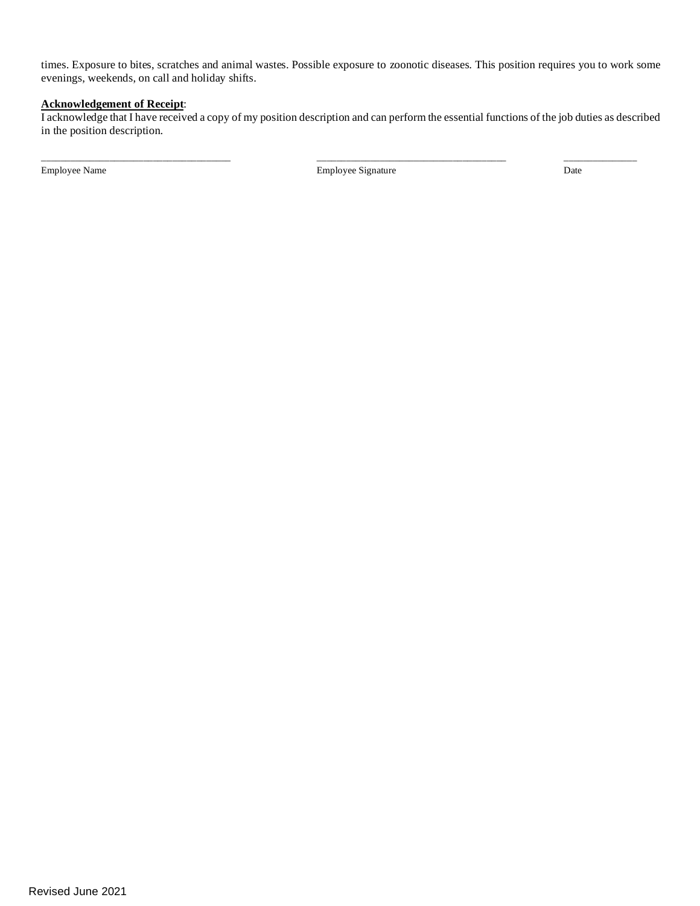times. Exposure to bites, scratches and animal wastes. Possible exposure to zoonotic diseases. This position requires you to work some evenings, weekends, on call and holiday shifts.

**Acknowledgement of Receipt**:
I acknowledge that I have received a copy of my position description and can perform the essential functions of the job duties as described in the position description.

| | | |
|---|---|---|
| ____________________________________ | ____________________________________ | ______________ |
| Employee Name | Employee Signature | Date |

Revised June 2021